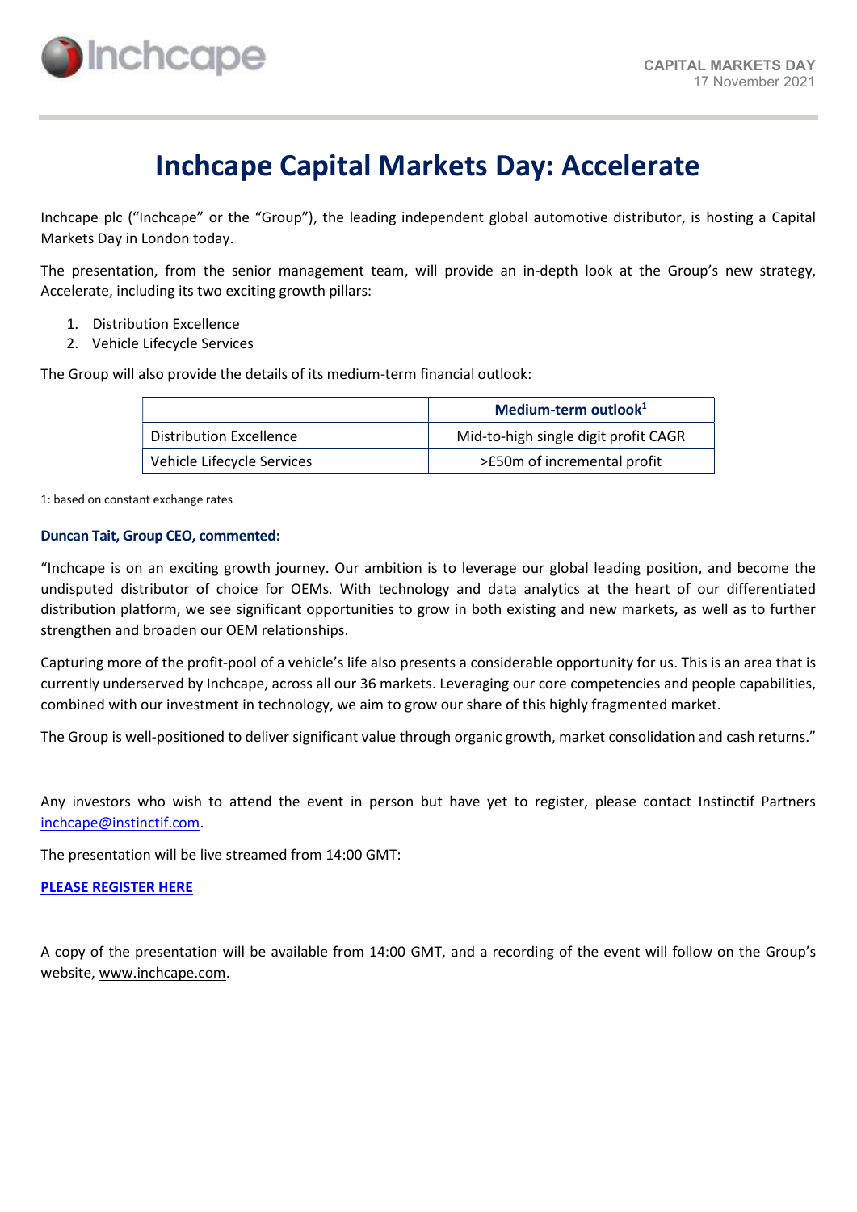# Inchcape Capital Markets Day: Accelerate

Inchcape plc ("Inchcape" or the "Group"), the leading independent global automotive distributor, is hosting a Capital Markets Day in London today.

The presentation, from the senior management team, will provide an in-depth look at the Group's new strategy, Accelerate, including its two exciting growth pillars:

1. Distribution Excellence
2. Vehicle Lifecycle Services

The Group will also provide the details of its medium-term financial outlook:

| | Medium-term outlook[1] |
|---|---|
| Distribution Excellence | Mid-to-high single digit profit CAGR |
| Vehicle Lifecycle Services | >£50m of incremental profit |

1: based on constant exchange rates

**Duncan Tait, Group CEO, commented:**

"Inchcape is on an exciting growth journey. Our ambition is to leverage our global leading position, and become the undisputed distributor of choice for OEMs. With technology and data analytics at the heart of our differentiated distribution platform, we see significant opportunities to grow in both existing and new markets, as well as to further strengthen and broaden our OEM relationships.

Capturing more of the profit-pool of a vehicle's life also presents a considerable opportunity for us. This is an area that is currently underserved by Inchcape, across all our 36 markets. Leveraging our core competencies and people capabilities, combined with our investment in technology, we aim to grow our share of this highly fragmented market.

The Group is well-positioned to deliver significant value through organic growth, market consolidation and cash returns."

Any investors who wish to attend the event in person but have yet to register, please contact Instinctif Partners inchcape@instinctif.com.

The presentation will be live streamed from 14:00 GMT:

**PLEASE REGISTER HERE**

A copy of the presentation will be available from 14:00 GMT, and a recording of the event will follow on the Group's website, www.inchcape.com.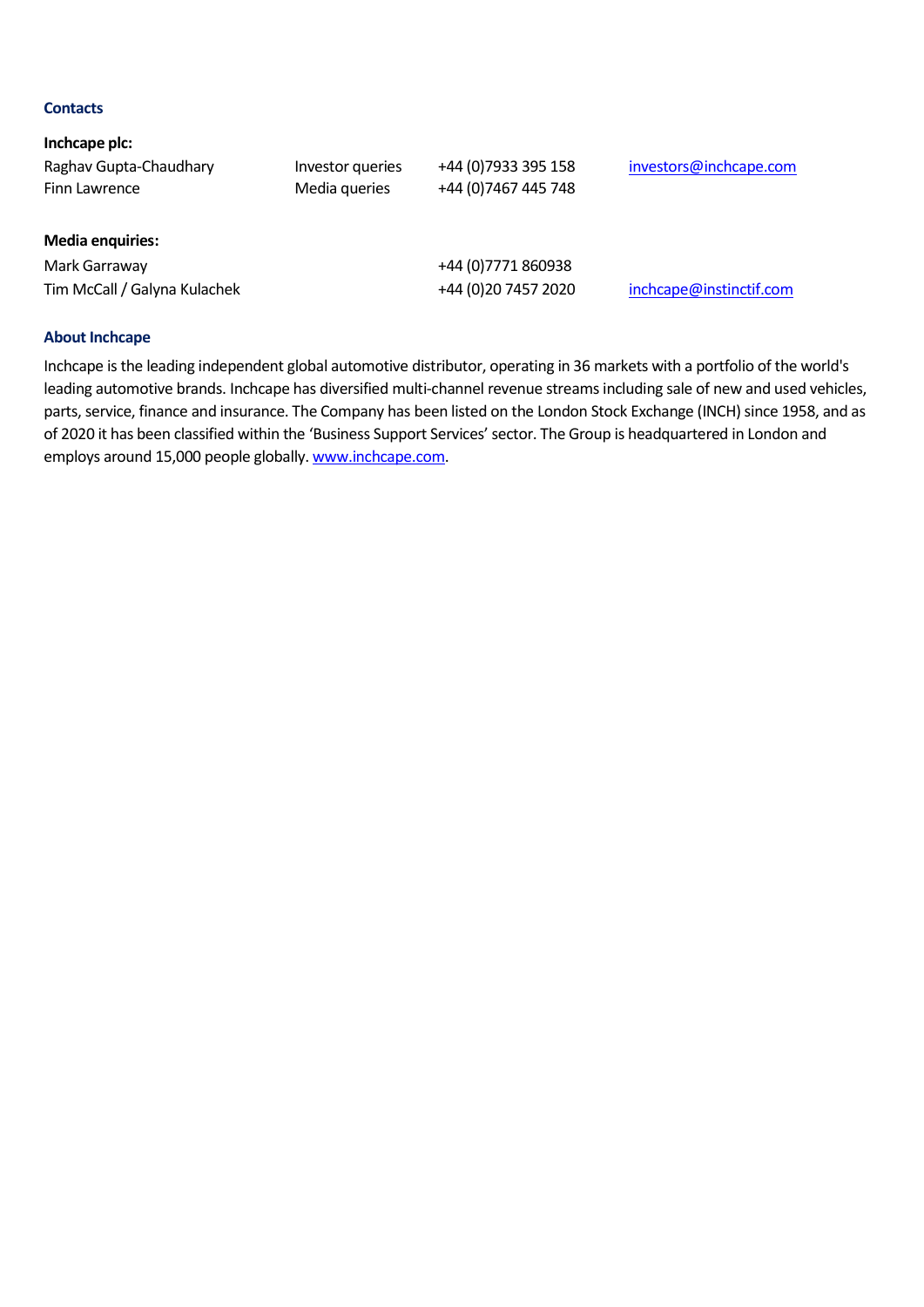## Contacts

**Inchcape plc:**

| | | | |
|---|---|---|---|
| Raghav Gupta-Chaudhary | Investor queries | +44 (0)7933 395 158 | investors@inchcape.com |
| Finn Lawrence | Media queries | +44 (0)7467 445 748 | |

**Media enquiries:**

| | | |
|---|---|---|
| Mark Garraway | +44 (0)7771 860938 | |
| Tim McCall / Galyna Kulachek | +44 (0)20 7457 2020 | inchcape@instinctif.com |

## About Inchcape

Inchcape is the leading independent global automotive distributor, operating in 36 markets with a portfolio of the world's leading automotive brands. Inchcape has diversified multi-channel revenue streams including sale of new and used vehicles, parts, service, finance and insurance. The Company has been listed on the London Stock Exchange (INCH) since 1958, and as of 2020 it has been classified within the 'Business Support Services' sector. The Group is headquartered in London and employs around 15,000 people globally. www.inchcape.com.